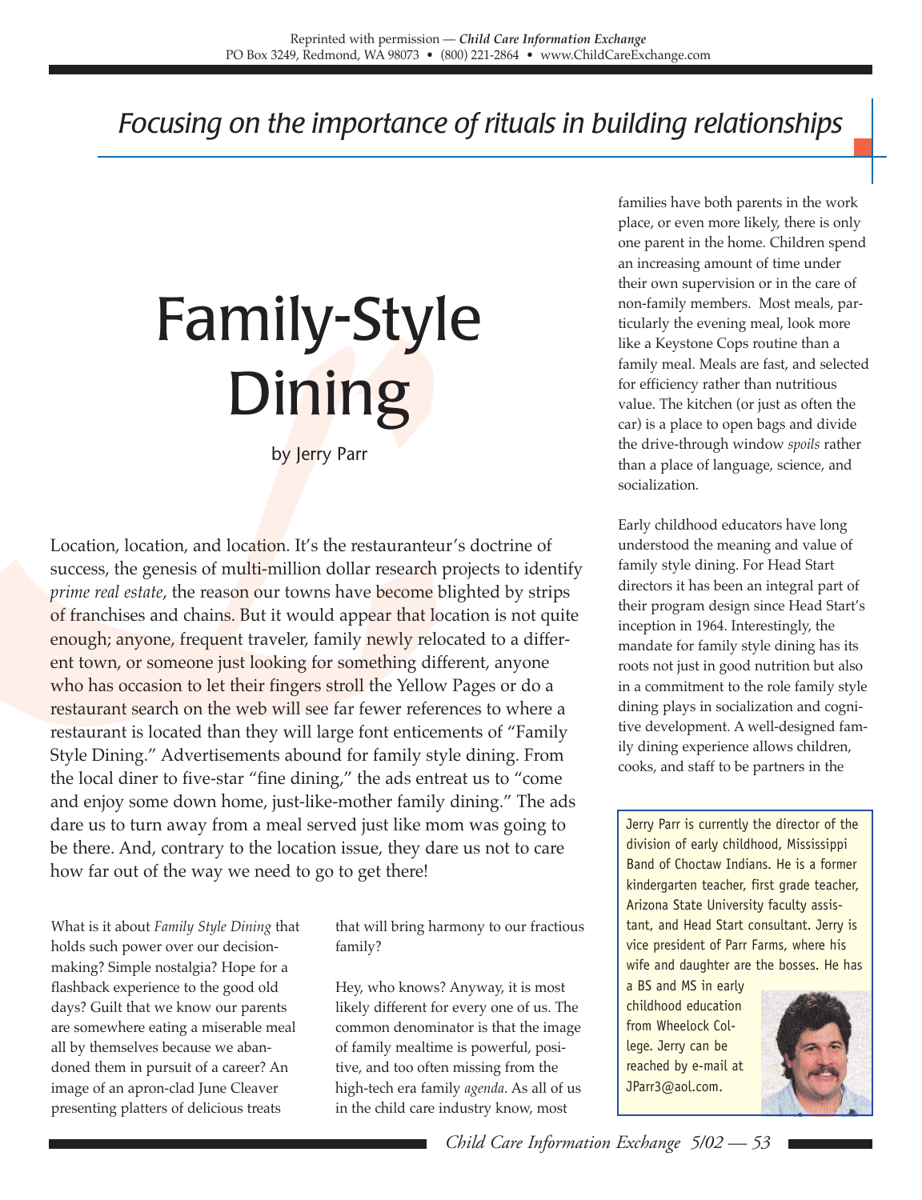*Focusing on the importance of rituals in building relationships*

# Family-Style Dining

by Jerry Parr

Location, location, and location. It's the restauranteur's doctrine of success, the genesis of multi-million dollar research projects to identify *prime real estate*, the reason our towns have become blighted by strips of franchises and chains. But it would appear that location is not quite enough; anyone, frequent traveler, family newly relocated to a different town, or someone just looking for something different, anyone who has occasion to let their fingers stroll the Yellow Pages or do a restaurant search on the web will see far fewer references to where a restaurant is located than they will large font enticements of "Family Style Dining." Advertisements abound for family style dining. From the local diner to five-star "fine dining," the ads entreat us to "come and enjoy some down home, just-like-mother family dining." The ads dare us to turn away from a meal served just like mom was going to be there. And, contrary to the location issue, they dare us not to care how far out of the way we need to go to get there!

What is it about *Family Style Dining* that holds such power over our decision-making? Simple nostalgia? Hope for a flashback experience to the good old days? Guilt that we know our parents are somewhere eating a miserable meal all by themselves because we abandoned them in pursuit of a career? An image of an apron-clad June Cleaver presenting platters of delicious treats that will bring harmony to our fractious family?

Hey, who knows? Anyway, it is most likely different for every one of us. The common denominator is that the image of family mealtime is powerful, positive, and too often missing from the high-tech era family *agenda*. As all of us in the child care industry know, most families have both parents in the work place, or even more likely, there is only one parent in the home. Children spend an increasing amount of time under their own supervision or in the care of non-family members. Most meals, particularly the evening meal, look more like a Keystone Cops routine than a family meal. Meals are fast, and selected for efficiency rather than nutritious value. The kitchen (or just as often the car) is a place to open bags and divide the drive-through window *spoils* rather than a place of language, science, and socialization.

Early childhood educators have long understood the meaning and value of family style dining. For Head Start directors it has been an integral part of their program design since Head Start's inception in 1964. Interestingly, the mandate for family style dining has its roots not just in good nutrition but also in a commitment to the role family style dining plays in socialization and cognitive development. A well-designed family dining experience allows children, cooks, and staff to be partners in the

Jerry Parr is currently the director of the division of early childhood, Mississippi Band of Choctaw Indians. He is a former kindergarten teacher, first grade teacher, Arizona State University faculty assistant, and Head Start consultant. Jerry is vice president of Parr Farms, where his wife and daughter are the bosses. He has a BS and MS in early childhood education from Wheelock College. Jerry can be reached by e-mail at JParr3@aol.com.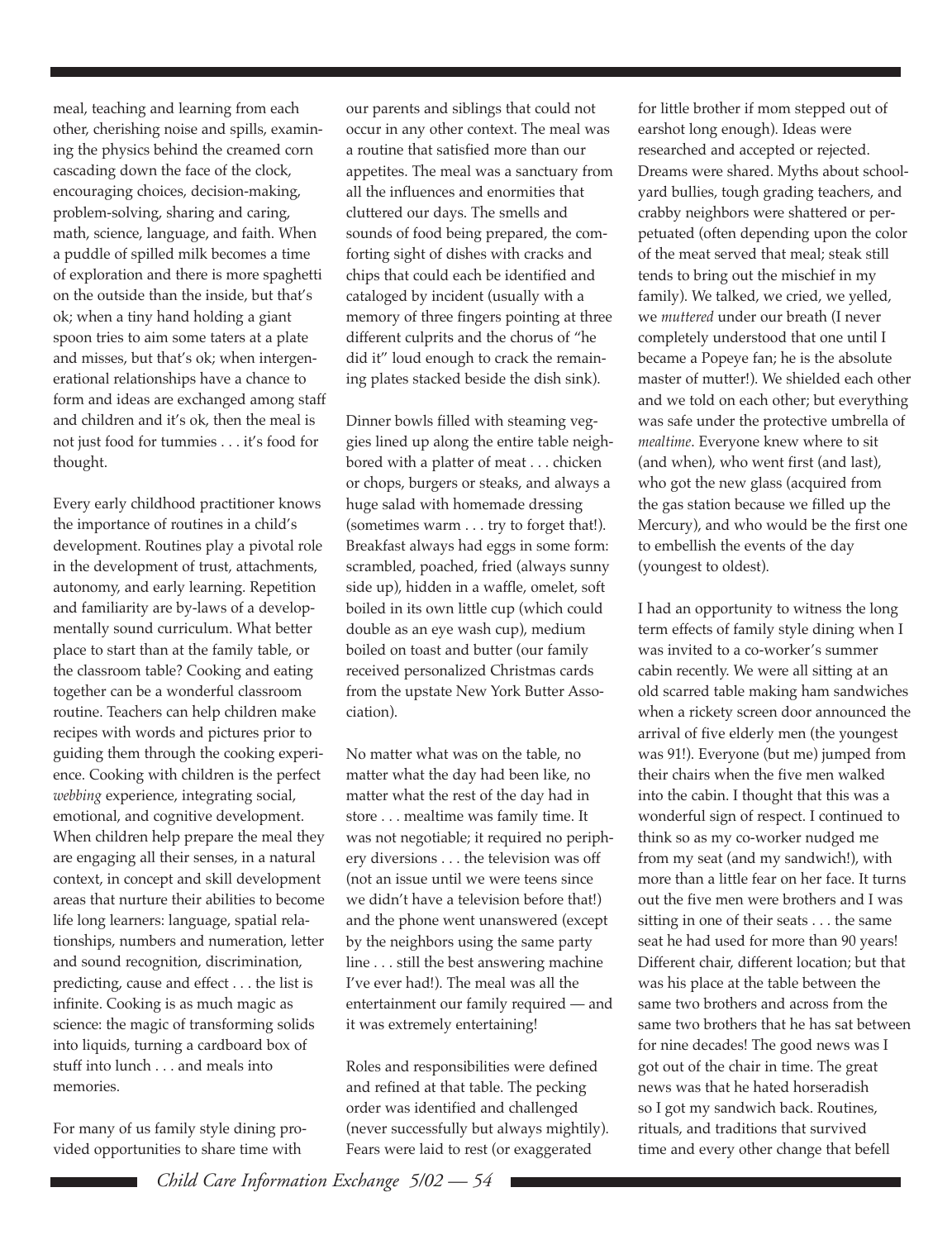meal, teaching and learning from each other, cherishing noise and spills, examining the physics behind the creamed corn cascading down the face of the clock, encouraging choices, decision-making, problem-solving, sharing and caring, math, science, language, and faith. When a puddle of spilled milk becomes a time of exploration and there is more spaghetti on the outside than the inside, but that's ok; when a tiny hand holding a giant spoon tries to aim some taters at a plate and misses, but that's ok; when intergenerational relationships have a chance to form and ideas are exchanged among staff and children and it's ok, then the meal is not just food for tummies . . . it's food for thought.

Every early childhood practitioner knows the importance of routines in a child's development. Routines play a pivotal role in the development of trust, attachments, autonomy, and early learning. Repetition and familiarity are by-laws of a developmentally sound curriculum. What better place to start than at the family table, or the classroom table? Cooking and eating together can be a wonderful classroom routine. Teachers can help children make recipes with words and pictures prior to guiding them through the cooking experience. Cooking with children is the perfect *webbing* experience, integrating social, emotional, and cognitive development. When children help prepare the meal they are engaging all their senses, in a natural context, in concept and skill development areas that nurture their abilities to become life long learners: language, spatial relationships, numbers and numeration, letter and sound recognition, discrimination, predicting, cause and effect . . . the list is infinite. Cooking is as much magic as science: the magic of transforming solids into liquids, turning a cardboard box of stuff into lunch . . . and meals into memories.

For many of us family style dining provided opportunities to share time with our parents and siblings that could not occur in any other context. The meal was a routine that satisfied more than our appetites. The meal was a sanctuary from all the influences and enormities that cluttered our days. The smells and sounds of food being prepared, the comforting sight of dishes with cracks and chips that could each be identified and cataloged by incident (usually with a memory of three fingers pointing at three different culprits and the chorus of "he did it" loud enough to crack the remaining plates stacked beside the dish sink).

Dinner bowls filled with steaming veggies lined up along the entire table neighbored with a platter of meat . . . chicken or chops, burgers or steaks, and always a huge salad with homemade dressing (sometimes warm . . . try to forget that!). Breakfast always had eggs in some form: scrambled, poached, fried (always sunny side up), hidden in a waffle, omelet, soft boiled in its own little cup (which could double as an eye wash cup), medium boiled on toast and butter (our family received personalized Christmas cards from the upstate New York Butter Association).

No matter what was on the table, no matter what the day had been like, no matter what the rest of the day had in store . . . mealtime was family time. It was not negotiable; it required no periphery diversions . . . the television was off (not an issue until we were teens since we didn't have a television before that!) and the phone went unanswered (except by the neighbors using the same party line . . . still the best answering machine I've ever had!). The meal was all the entertainment our family required — and it was extremely entertaining!

Roles and responsibilities were defined and refined at that table. The pecking order was identified and challenged (never successfully but always mightily). Fears were laid to rest (or exaggerated for little brother if mom stepped out of earshot long enough). Ideas were researched and accepted or rejected. Dreams were shared. Myths about schoolyard bullies, tough grading teachers, and crabby neighbors were shattered or perpetuated (often depending upon the color of the meat served that meal; steak still tends to bring out the mischief in my family). We talked, we cried, we yelled, we *muttered* under our breath (I never completely understood that one until I became a Popeye fan; he is the absolute master of mutter!). We shielded each other and we told on each other; but everything was safe under the protective umbrella of *mealtime*. Everyone knew where to sit (and when), who went first (and last), who got the new glass (acquired from the gas station because we filled up the Mercury), and who would be the first one to embellish the events of the day (youngest to oldest).

I had an opportunity to witness the long term effects of family style dining when I was invited to a co-worker's summer cabin recently. We were all sitting at an old scarred table making ham sandwiches when a rickety screen door announced the arrival of five elderly men (the youngest was 91!). Everyone (but me) jumped from their chairs when the five men walked into the cabin. I thought that this was a wonderful sign of respect. I continued to think so as my co-worker nudged me from my seat (and my sandwich!), with more than a little fear on her face. It turns out the five men were brothers and I was sitting in one of their seats . . . the same seat he had used for more than 90 years! Different chair, different location; but that was his place at the table between the same two brothers and across from the same two brothers that he has sat between for nine decades! The good news was I got out of the chair in time. The great news was that he hated horseradish so I got my sandwich back. Routines, rituals, and traditions that survived time and every other change that befell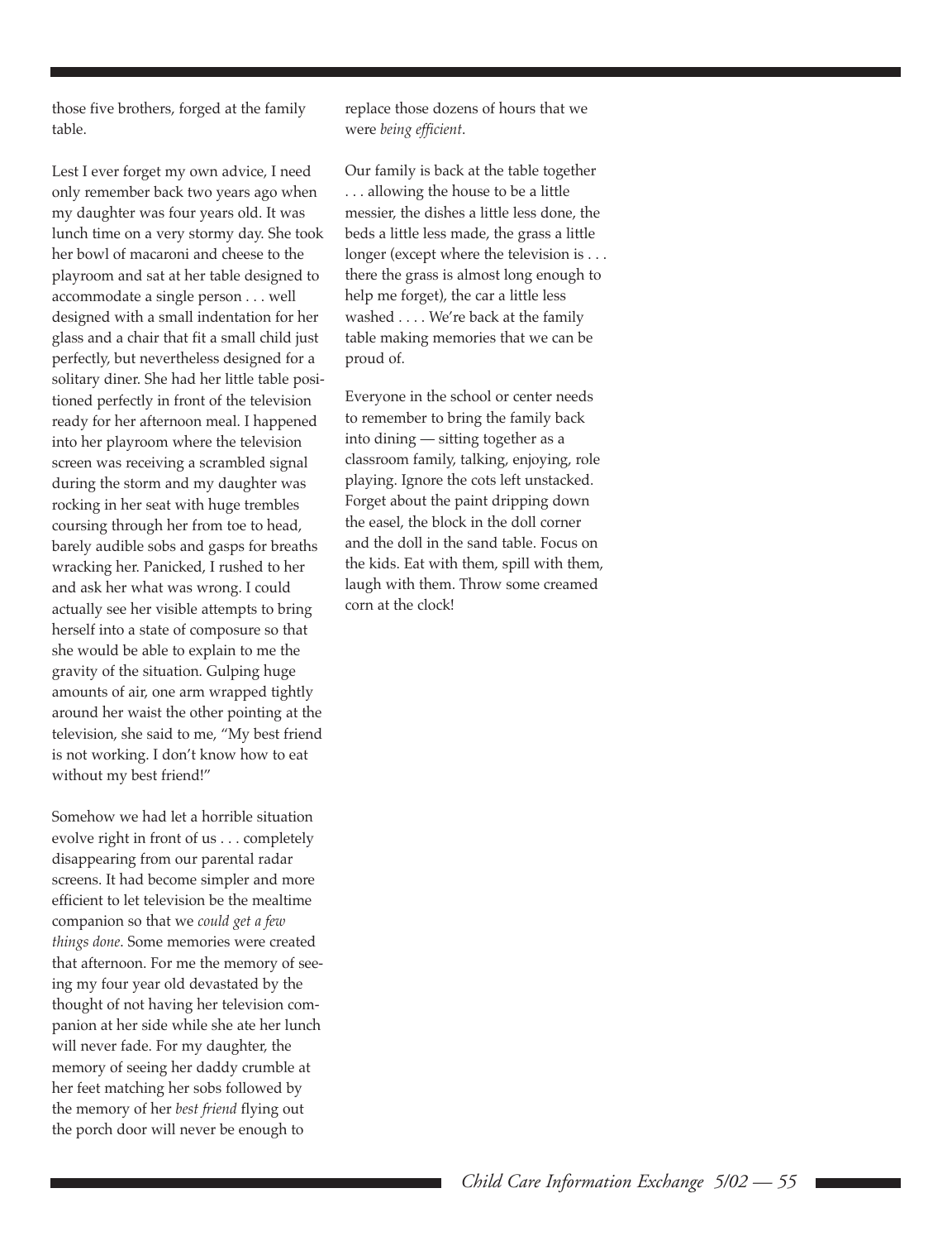those five brothers, forged at the family table.

Lest I ever forget my own advice, I need only remember back two years ago when my daughter was four years old. It was lunch time on a very stormy day. She took her bowl of macaroni and cheese to the playroom and sat at her table designed to accommodate a single person . . . well designed with a small indentation for her glass and a chair that fit a small child just perfectly, but nevertheless designed for a solitary diner. She had her little table positioned perfectly in front of the television ready for her afternoon meal. I happened into her playroom where the television screen was receiving a scrambled signal during the storm and my daughter was rocking in her seat with huge trembles coursing through her from toe to head, barely audible sobs and gasps for breaths wracking her. Panicked, I rushed to her and ask her what was wrong. I could actually see her visible attempts to bring herself into a state of composure so that she would be able to explain to me the gravity of the situation. Gulping huge amounts of air, one arm wrapped tightly around her waist the other pointing at the television, she said to me, "My best friend is not working. I don't know how to eat without my best friend!"

Somehow we had let a horrible situation evolve right in front of us . . . completely disappearing from our parental radar screens. It had become simpler and more efficient to let television be the mealtime companion so that we *could get a few things done*. Some memories were created that afternoon. For me the memory of seeing my four year old devastated by the thought of not having her television companion at her side while she ate her lunch will never fade. For my daughter, the memory of seeing her daddy crumble at her feet matching her sobs followed by the memory of her *best friend* flying out the porch door will never be enough to replace those dozens of hours that we were *being efficient*.

Our family is back at the table together . . . allowing the house to be a little messier, the dishes a little less done, the beds a little less made, the grass a little longer (except where the television is . . . there the grass is almost long enough to help me forget), the car a little less washed . . . . We're back at the family table making memories that we can be proud of.

Everyone in the school or center needs to remember to bring the family back into dining — sitting together as a classroom family, talking, enjoying, role playing. Ignore the cots left unstacked. Forget about the paint dripping down the easel, the block in the doll corner and the doll in the sand table. Focus on the kids. Eat with them, spill with them, laugh with them. Throw some creamed corn at the clock!